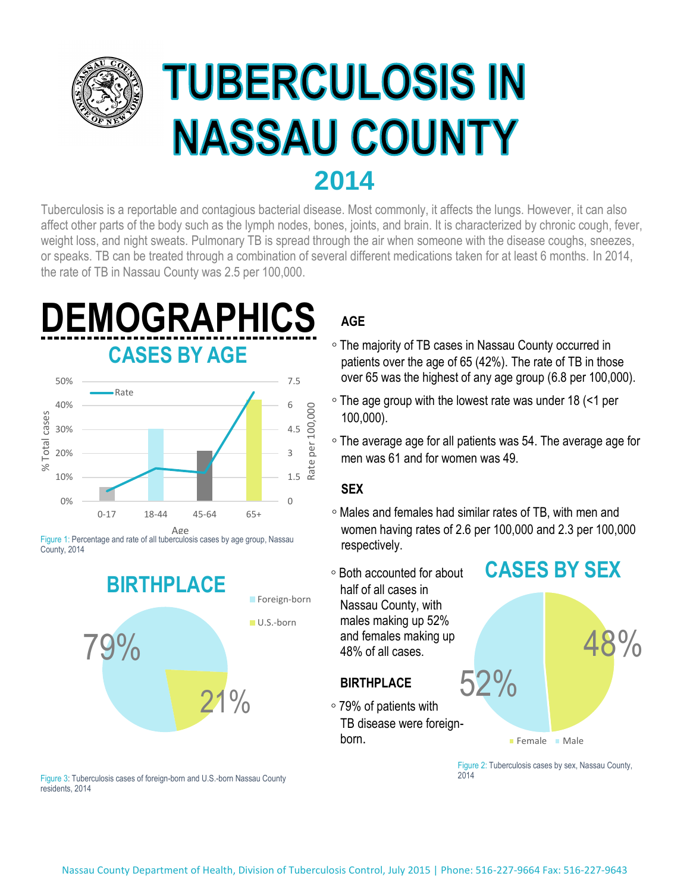# TUBERCULOSIS IN NASSAU COUNTY

## 2014

Tuberculosis is a reportable and contagious bacterial disease. Most commonly, it affects the lungs. However, it can also affect other parts of the body such as the lymph nodes, bones, joints, and brain. It is characterized by chronic cough, fever, weight loss, and night sweats. Pulmonary TB is spread through the air when someone with the disease coughs, sneezes, or speaks. TB can be treated through a combination of several different medications taken for at least 6 months. In 2014, the rate of TB in Nassau County was 2.5 per 100,000.

# DEMOGRAPHICS

## CASES BY AGE

Figure 1: Percentage and rate of all tuberculosis cases by age group, Nassau County, 2014

### AGE

- The majority of TB cases in Nassau County occurred in patients over the age of 65 (42%). The rate of TB in those over 65 was the highest of any age group (6.8 per 100,000).
- The age group with the lowest rate was under 18 (<1 per 100,000).
- The average age for all patients was 54. The average age for men was 61 and for women was 49.

### SEX

- Males and females had similar rates of TB, with men and women having rates of 2.6 per 100,000 and 2.3 per 100,000 respectively.
- Both accounted for about half of all cases in Nassau County, with males making up 52% and females making up 48% of all cases.

## CASES BY SEX

Figure 2: Tuberculosis cases by sex, Nassau County, 2014

### BIRTHPLACE

- 79% of patients with TB disease were foreign-born.

## BIRTHPLACE

Figure 3: Tuberculosis cases of foreign-born and U.S.-born Nassau County residents, 2014

Nassau County Department of Health, Division of Tuberculosis Control, July 2015 | Phone: 516-227-9664 Fax: 516-227-9643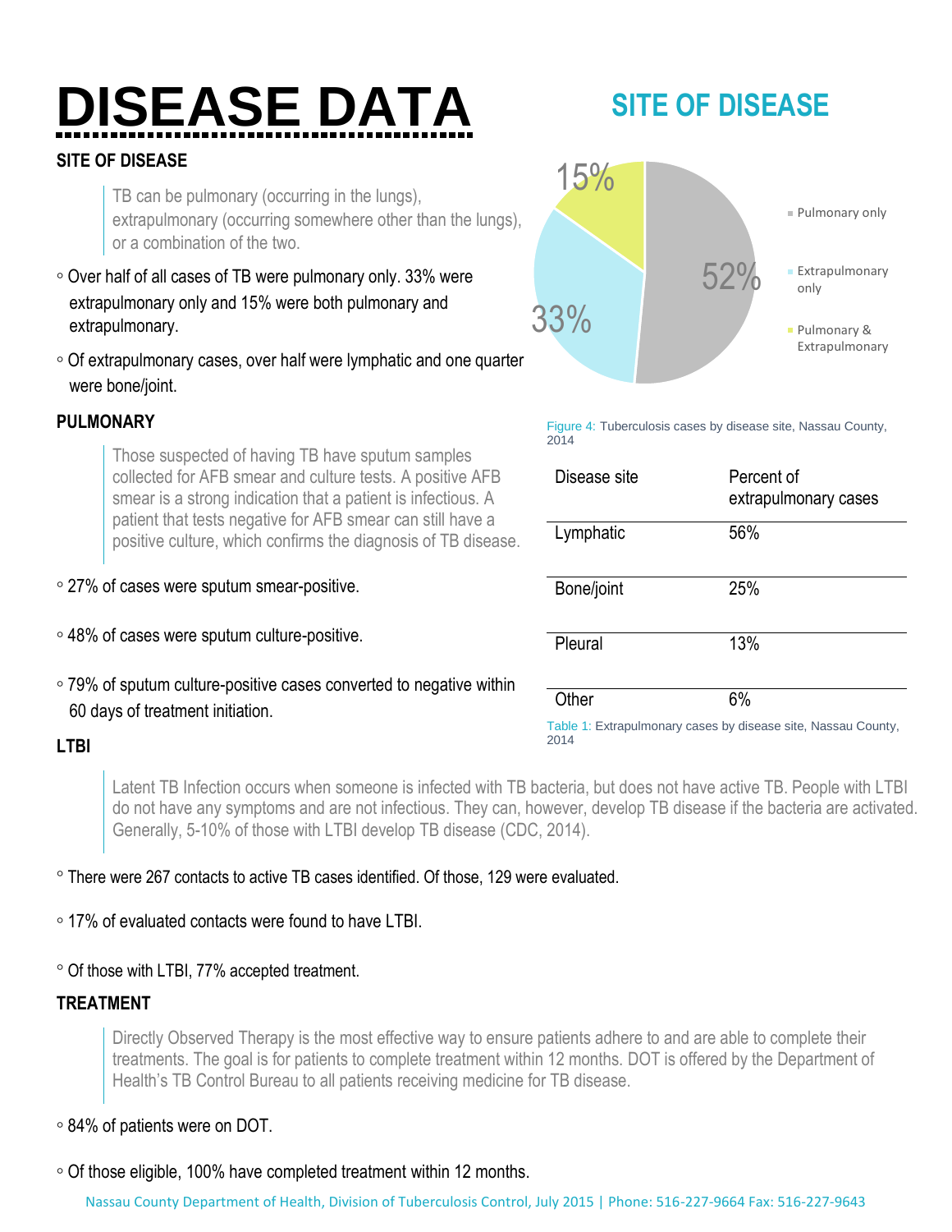# DISEASE DATA

## SITE OF DISEASE

TB can be pulmonary (occurring in the lungs), extrapulmonary (occurring somewhere other than the lungs), or a combination of the two.

- Over half of all cases of TB were pulmonary only. 33% were extrapulmonary only and 15% were both pulmonary and extrapulmonary.
- Of extrapulmonary cases, over half were lymphatic and one quarter were bone/joint.

## SITE OF DISEASE

15%
52%
33%

Pulmonary only
Extrapulmonary only
Pulmonary & Extrapulmonary

Figure 4: Tuberculosis cases by disease site, Nassau County, 2014

| Disease site | Percent of extrapulmonary cases |
|---|---|
| Lymphatic | 56% |
| Bone/joint | 25% |
| Pleural | 13% |
| Other | 6% |

Table 1: Extrapulmonary cases by disease site, Nassau County, 2014

## PULMONARY

Those suspected of having TB have sputum samples collected for AFB smear and culture tests. A positive AFB smear is a strong indication that a patient is infectious. A patient that tests negative for AFB smear can still have a positive culture, which confirms the diagnosis of TB disease.

- 27% of cases were sputum smear-positive.
- 48% of cases were sputum culture-positive.
- 79% of sputum culture-positive cases converted to negative within 60 days of treatment initiation.

## LTBI

Latent TB Infection occurs when someone is infected with TB bacteria, but does not have active TB. People with LTBI do not have any symptoms and are not infectious. They can, however, develop TB disease if the bacteria are activated. Generally, 5-10% of those with LTBI develop TB disease (CDC, 2014).

- There were 267 contacts to active TB cases identified. Of those, 129 were evaluated.
- 17% of evaluated contacts were found to have LTBI.
- Of those with LTBI, 77% accepted treatment.

## TREATMENT

Directly Observed Therapy is the most effective way to ensure patients adhere to and are able to complete their treatments. The goal is for patients to complete treatment within 12 months. DOT is offered by the Department of Health's TB Control Bureau to all patients receiving medicine for TB disease.

- 84% of patients were on DOT.
- Of those eligible, 100% have completed treatment within 12 months.

Nassau County Department of Health, Division of Tuberculosis Control, July 2015 | Phone: 516-227-9664 Fax: 516-227-9643